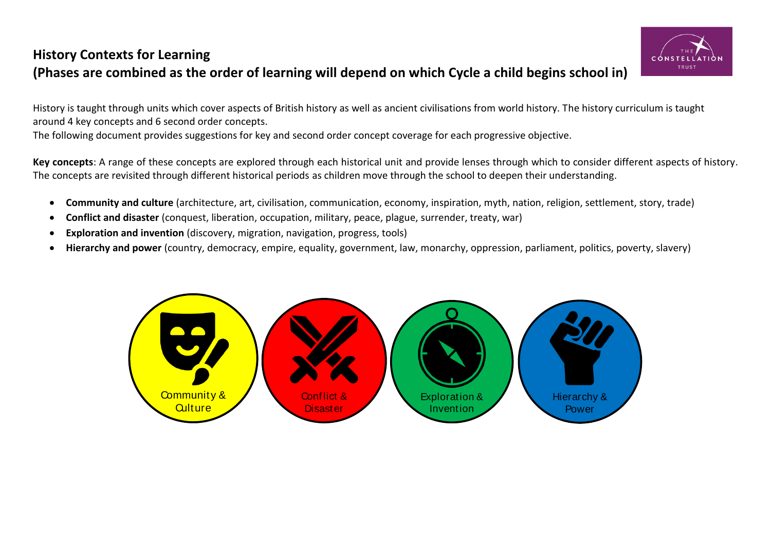## History Contexts for Learning
## (Phases are combined as the order of learning will depend on which Cycle a child begins school in)

History is taught through units which cover aspects of British history as well as ancient civilisations from world history. The history curriculum is taught around 4 key concepts and 6 second order concepts.
The following document provides suggestions for key and second order concept coverage for each progressive objective.

**Key concepts**: A range of these concepts are explored through each historical unit and provide lenses through which to consider different aspects of history. The concepts are revisited through different historical periods as children move through the school to deepen their understanding.

- **Community and culture** (architecture, art, civilisation, communication, economy, inspiration, myth, nation, religion, settlement, story, trade)
- **Conflict and disaster** (conquest, liberation, occupation, military, peace, plague, surrender, treaty, war)
- **Exploration and invention** (discovery, migration, navigation, progress, tools)
- **Hierarchy and power** (country, democracy, empire, equality, government, law, monarchy, oppression, parliament, politics, poverty, slavery)

Community & Culture

Conflict & Disaster

Exploration & Invention

Hierarchy & Power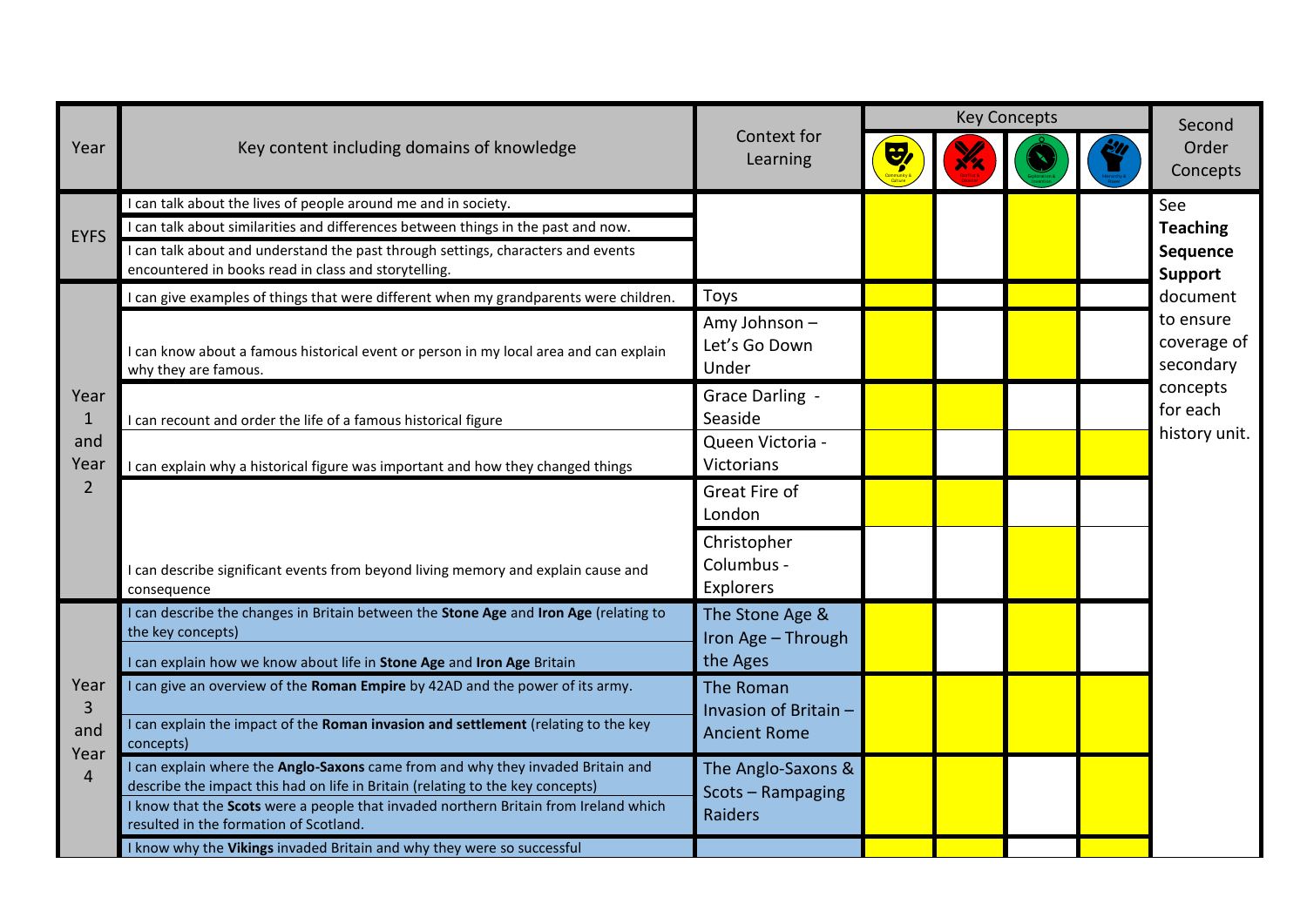| Year | Key content including domains of knowledge | Context for Learning | Key Concepts | | | | Second Order Concepts |
|---|---|---|---|---|---|---|---|
| | | | Community & Culture | Conflict & Disaster | Exploration & Invention | Hierarchy & Power | |
| EYFS | I can talk about the lives of people around me and in society. | | ✓ | | ✓ | | See **Teaching Sequence Support** document to ensure coverage of secondary concepts for each history unit. |
| | I can talk about similarities and differences between things in the past and now. | | ✓ | | ✓ | | |
| | I can talk about and understand the past through settings, characters and events encountered in books read in class and storytelling. | | ✓ | | ✓ | | |
| Year 1 and Year 2 | I can give examples of things that were different when my grandparents were children. | Toys | ✓ | | ✓ | | |
| | I can know about a famous historical event or person in my local area and can explain why they are famous. | Amy Johnson – Let's Go Down Under | ✓ | | ✓ | | |
| | I can recount and order the life of a famous historical figure | Grace Darling - Seaside | ✓ | ✓ | | | |
| | I can explain why a historical figure was important and how they changed things | Queen Victoria - Victorians | ✓ | | ✓ | ✓ | |
| | I can describe significant events from beyond living memory and explain cause and consequence | Great Fire of London | ✓ | ✓ | | | |
| | | Christopher Columbus - Explorers | | | ✓ | | |
| Year 3 and Year 4 | I can describe the changes in Britain between the **Stone Age** and **Iron Age** (relating to the key concepts) | The Stone Age & Iron Age – Through the Ages | ✓ | | ✓ | | |
| | I can explain how we know about life in **Stone Age** and **Iron Age** Britain | | | | | | |
| | I can give an overview of the **Roman Empire** by 42AD and the power of its army. | The Roman Invasion of Britain – Ancient Rome | ✓ | ✓ | ✓ | ✓ | |
| | I can explain the impact of the **Roman invasion and settlement** (relating to the key concepts) | | | | | | |
| | I can explain where the **Anglo-Saxons** came from and why they invaded Britain and describe the impact this had on life in Britain (relating to the key concepts) | The Anglo-Saxons & Scots – Rampaging Raiders | ✓ | ✓ | | ✓ | |
| | I know that the **Scots** were a people that invaded northern Britain from Ireland which resulted in the formation of Scotland. | | | | | | |
| | I know why the **Vikings** invaded Britain and why they were so successful | | ✓ | ✓ | | ✓ | |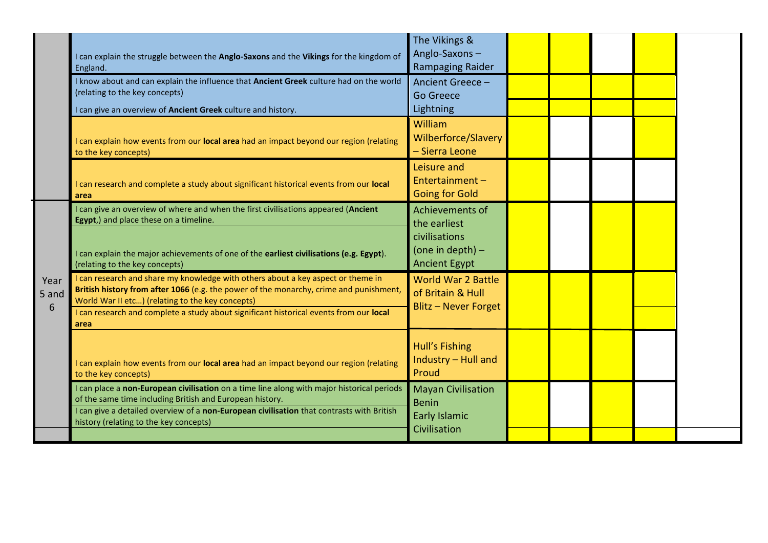|  | Statement | Topic |  |  |  |  |  |
|---|---|---|---|---|---|---|---|
|  | I can explain the struggle between the **Anglo-Saxons** and the **Vikings** for the kingdom of England. | The Vikings & Anglo-Saxons – Rampaging Raider |  |  |  |  |  |
|  | I know about and can explain the influence that **Ancient Greek** culture had on the world (relating to the key concepts) | Ancient Greece – Go Greece Lightning |  |  |  |  |  |
|  | I can give an overview of **Ancient Greek** culture and history. |  |  |  |  |  |  |
|  | I can explain how events from our **local area** had an impact beyond our region (relating to the key concepts) | William Wilberforce/Slavery – Sierra Leone |  |  |  |  |  |
|  | I can research and complete a study about significant historical events from our **local area** | Leisure and Entertainment – Going for Gold |  |  |  |  |  |
| Year 5 and 6 | I can give an overview of where and when the first civilisations appeared (**Ancient Egypt**,) and place these on a timeline. | Achievements of the earliest civilisations (one in depth) – Ancient Egypt |  |  |  |  |  |
|  | I can explain the major achievements of one of the **earliest civilisations (e.g. Egypt**). (relating to the key concepts) |  |  |  |  |  |  |
|  | I can research and share my knowledge with others about a key aspect or theme in **British history from after 1066** (e.g. the power of the monarchy, crime and punishment, World War II etc…) (relating to the key concepts) | World War 2 Battle of Britain & Hull Blitz – Never Forget |  |  |  |  |  |
|  | I can research and complete a study about significant historical events from our **local area** |  |  |  |  |  |  |
|  | I can explain how events from our **local area** had an impact beyond our region (relating to the key concepts) | Hull's Fishing Industry – Hull and Proud |  |  |  |  |  |
|  | I can place a **non-European civilisation** on a time line along with major historical periods of the same time including British and European history. | Mayan Civilisation Benin Early Islamic Civilisation |  |  |  |  |  |
|  | I can give a detailed overview of a **non-European civilisation** that contrasts with British history (relating to the key concepts) |  |  |  |  |  |  |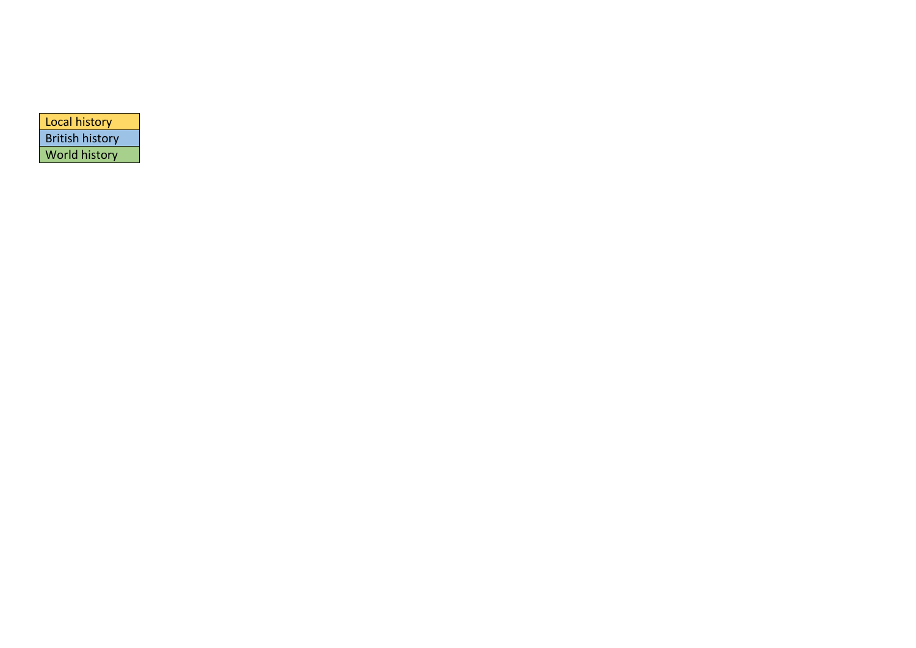| |
|---|
| Local history |
| British history |
| World history |